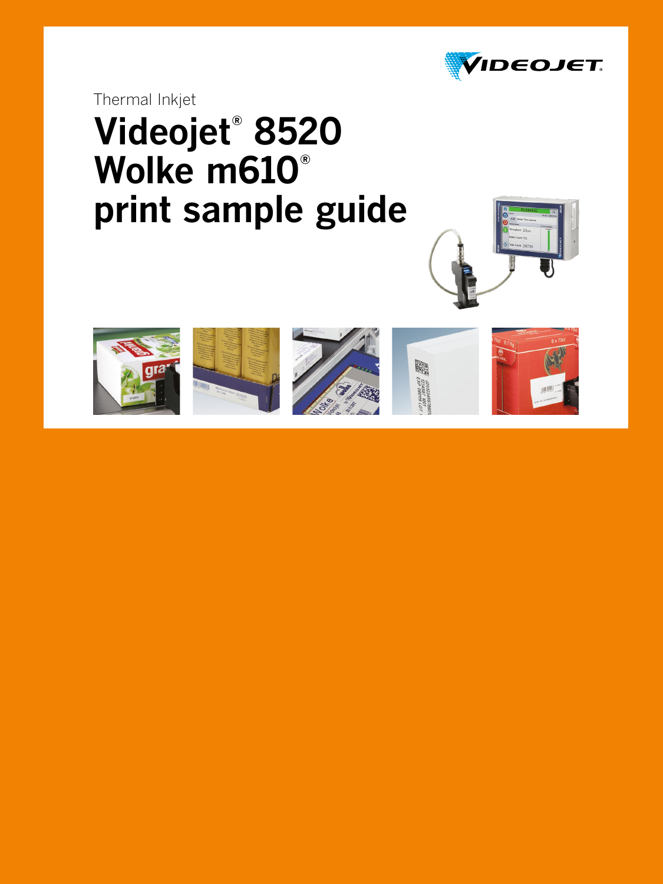Thermal Inkjet

# Videojet® 8520 Wolke m610® print sample guide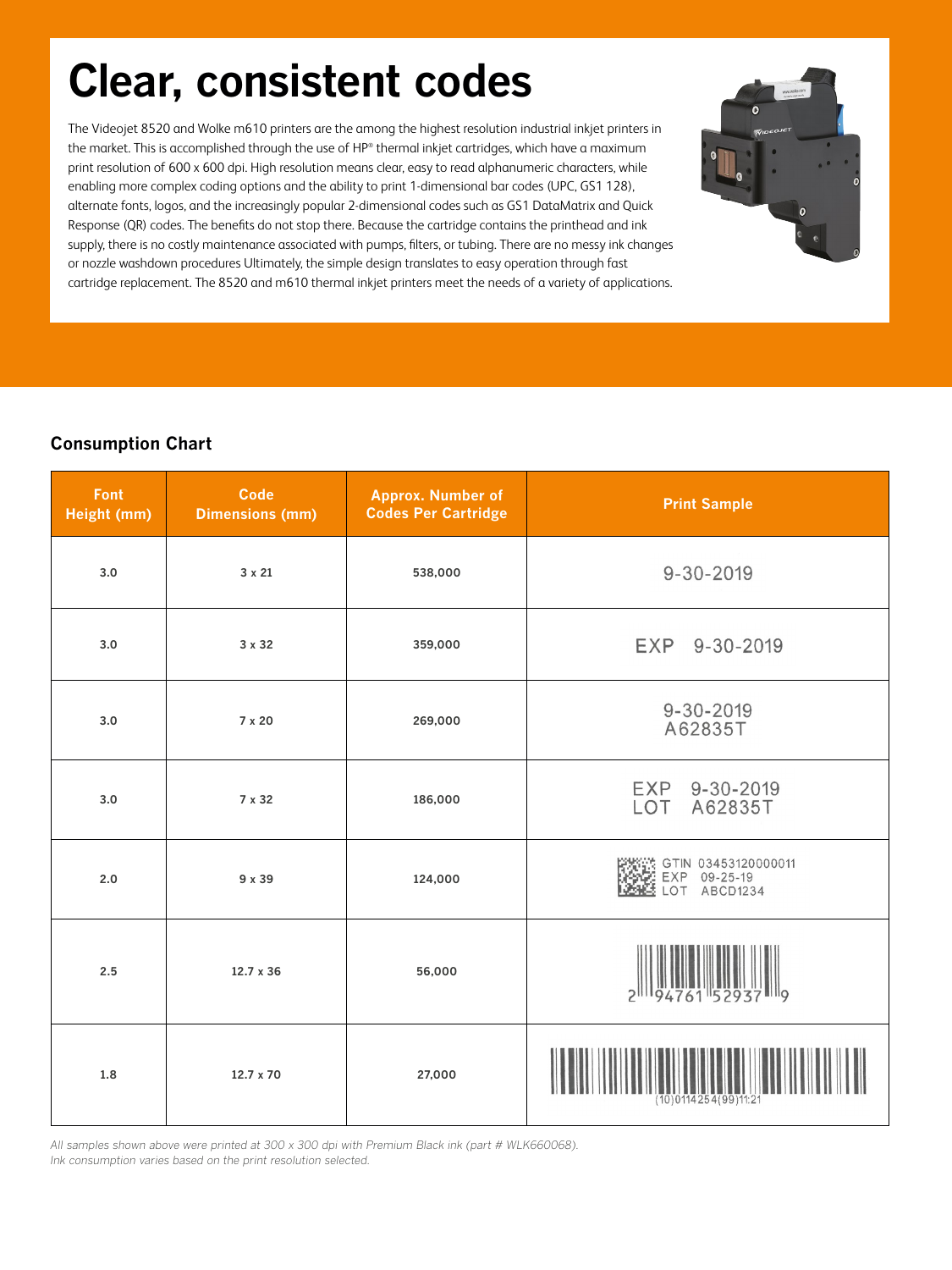# Clear, consistent codes

The Videojet 8520 and Wolke m610 printers are the among the highest resolution industrial inkjet printers in the market. This is accomplished through the use of HP® thermal inkjet cartridges, which have a maximum print resolution of 600 x 600 dpi. High resolution means clear, easy to read alphanumeric characters, while enabling more complex coding options and the ability to print 1-dimensional bar codes (UPC, GS1 128), alternate fonts, logos, and the increasingly popular 2-dimensional codes such as GS1 DataMatrix and Quick Response (QR) codes. The benefits do not stop there. Because the cartridge contains the printhead and ink supply, there is no costly maintenance associated with pumps, filters, or tubing. There are no messy ink changes or nozzle washdown procedures Ultimately, the simple design translates to easy operation through fast cartridge replacement. The 8520 and m610 thermal inkjet printers meet the needs of a variety of applications.

## Consumption Chart

| Font Height (mm) | Code Dimensions (mm) | Approx. Number of Codes Per Cartridge | Print Sample |
|---|---|---|---|
| 3.0 | 3 x 21 | 538,000 | 9-30-2019 |
| 3.0 | 3 x 32 | 359,000 | EXP 9-30-2019 |
| 3.0 | 7 x 20 | 269,000 | 9-30-2019 A62835T |
| 3.0 | 7 x 32 | 186,000 | EXP 9-30-2019 LOT A62835T |
| 2.0 | 9 x 39 | 124,000 | GTIN 03453120000011 EXP 09-25-19 LOT ABCD1234 |
| 2.5 | 12.7 x 36 | 56,000 | 2 94761 52937 9 |
| 1.8 | 12.7 x 70 | 27,000 | (10)0114254(99)11:21 |

*All samples shown above were printed at 300 x 300 dpi with Premium Black ink (part # WLK660068).*
*Ink consumption varies based on the print resolution selected.*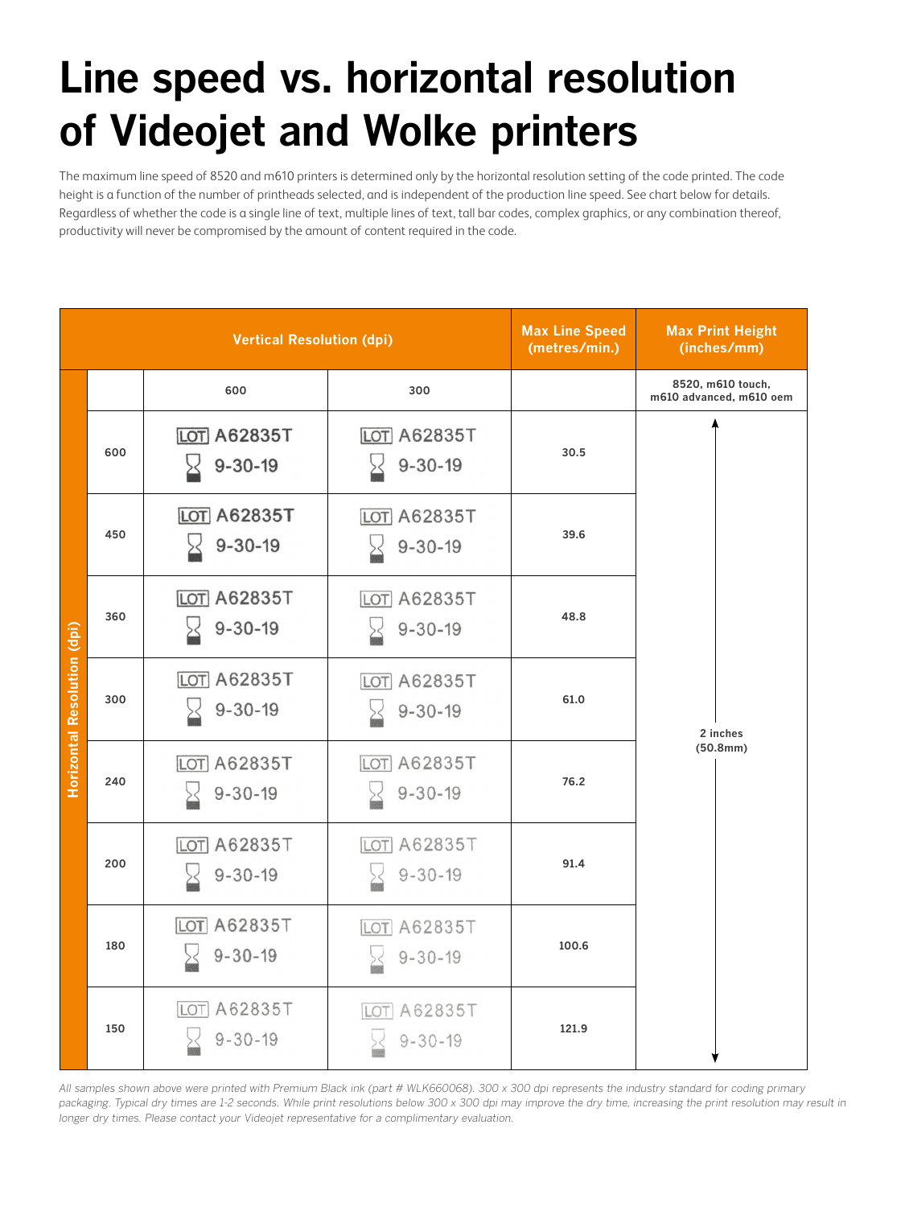# Line speed vs. horizontal resolution of Videojet and Wolke printers

The maximum line speed of 8520 and m610 printers is determined only by the horizontal resolution setting of the code printed. The code height is a function of the number of printheads selected, and is independent of the production line speed. See chart below for details. Regardless of whether the code is a single line of text, multiple lines of text, tall bar codes, complex graphics, or any combination thereof, productivity will never be compromised by the amount of content required in the code.

| Horizontal Resolution (dpi) | Vertical Resolution (dpi) | | Max Line Speed (metres/min.) | Max Print Height (inches/mm) |
|---|---|---|---|---|
| | 600 | 300 | | 8520, m610 touch, m610 advanced, m610 oem |
| 600 | LOT A62835T 9-30-19 | LOT A62835T 9-30-19 | 30.5 | 2 inches (50.8mm) |
| 450 | LOT A62835T 9-30-19 | LOT A62835T 9-30-19 | 39.6 | |
| 360 | LOT A62835T 9-30-19 | LOT A62835T 9-30-19 | 48.8 | |
| 300 | LOT A62835T 9-30-19 | LOT A62835T 9-30-19 | 61.0 | |
| 240 | LOT A62835T 9-30-19 | LOT A62835T 9-30-19 | 76.2 | |
| 200 | LOT A62835T 9-30-19 | LOT A62835T 9-30-19 | 91.4 | |
| 180 | LOT A62835T 9-30-19 | LOT A62835T 9-30-19 | 100.6 | |
| 150 | LOT A62835T 9-30-19 | LOT A62835T 9-30-19 | 121.9 | |

*All samples shown above were printed with Premium Black ink (part # WLK660068). 300 x 300 dpi represents the industry standard for coding primary packaging. Typical dry times are 1-2 seconds. While print resolutions below 300 x 300 dpi may improve the dry time, increasing the print resolution may result in longer dry times. Please contact your Videojet representative for a complimentary evaluation.*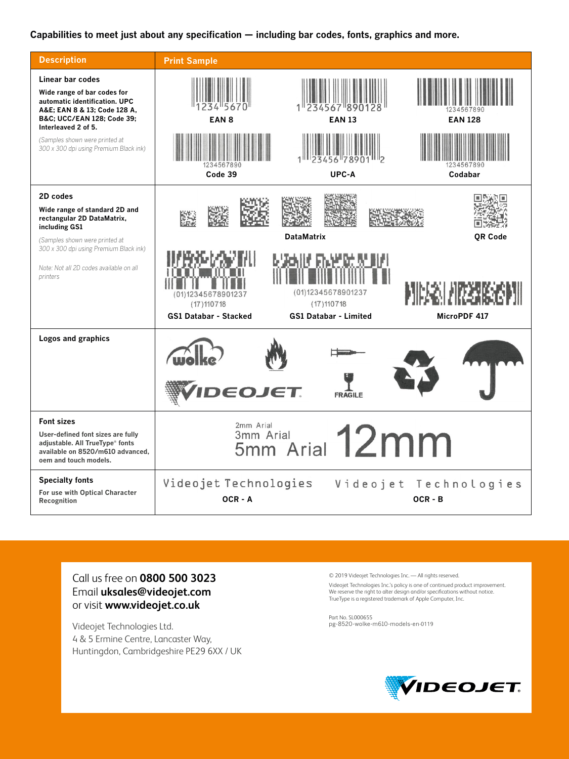**Capabilities to meet just about any specification — including bar codes, fonts, graphics and more.**

| Description | Print Sample |
|---|---|
| **Linear bar codes**<br>**Wide range of bar codes for automatic identification. UPC A&E; EAN 8 & 13; Code 128 A, B&C; UCC/EAN 128; Code 39; Interleaved 2 of 5.**<br>*(Samples shown were printed at 300 x 300 dpi using Premium Black ink)* | 1234 5670 **EAN 8**<br>1 234567 890128 **EAN 13**<br>1234567890 **EAN 128**<br>1234567890 **Code 39**<br>1 23456 78901 2 **UPC-A**<br>1234567890 **Codabar** |
| **2D codes**<br>**Wide range of standard 2D and rectangular 2D DataMatrix, including GS1**<br>*(Samples shown were printed at 300 x 300 dpi using Premium Black ink)*<br>*Note: Not all 2D codes available on all printers* | **DataMatrix**<br>**QR Code**<br>(01)12345678901237 (17)110718 **GS1 Databar - Stacked**<br>(01)12345678901237 (17)110718 **GS1 Databar - Limited**<br>**MicroPDF 417** |
| **Logos and graphics** | wolke<br>VIDEOJET<br>FRAGILE |
| **Font sizes**<br>**User-defined font sizes are fully adjustable. All TrueType® fonts available on 8520/m610 advanced, oem and touch models.** | 2mm Arial<br>3mm Arial<br>5mm Arial<br>12mm |
| **Specialty fonts**<br>**For use with Optical Character Recognition** | Videojet Technologies **OCR - A**<br>Videojet Technologies **OCR - B** |

Call us free on **0800 500 3023**
Email **uksales@videojet.com**
or visit **www.videojet.co.uk**

Videojet Technologies Ltd.
4 & 5 Ermine Centre, Lancaster Way,
Huntingdon, Cambridgeshire PE29 6XX / UK

© 2019 Videojet Technologies Inc. — All rights reserved.

Videojet Technologies Inc.'s policy is one of continued product improvement. We reserve the right to alter design and/or specifications without notice. TrueType is a registered trademark of Apple Computer, Inc.

Part No. SL000655
pg-8520-wolke-m610-models-en-0119

VIDEOJET